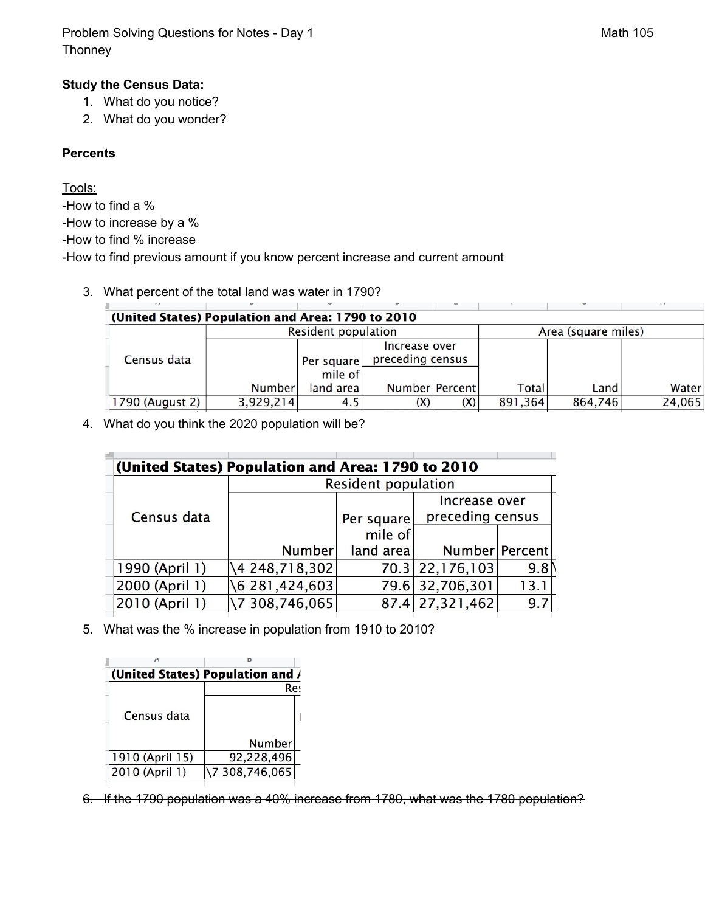Problem Solving Questions for Notes - Day 1
Thonney

Math 105

**Study the Census Data:**

1. What do you notice?
2. What do you wonder?

**Percents**

Tools:
-How to find a %
-How to increase by a %
-How to find % increase
-How to find previous amount if you know percent increase and current amount

3. What percent of the total land was water in 1790?

| (United States) Population and Area: 1790 to 2010 | | | | | | | |
|---|---|---|---|---|---|---|---|
| Census data | Resident population | | | | Area (square miles) | | |
| | Number | Per square mile of land area | Increase over preceding census | | Total | Land | Water |
| | | | Number | Percent | | | |
| 1790 (August 2) | 3,929,214 | 4.5 | (X) | (X) | 891,364 | 864,746 | 24,065 |

4. What do you think the 2020 population will be?

| (United States) Population and Area: 1790 to 2010 | | | | |
|---|---|---|---|---|
| Census data | Resident population | | | |
| | Number | Per square mile of land area | Increase over preceding census | |
| | | | Number | Percent |
| 1990 (April 1) | \4 248,718,302 | 70.3 | 22,176,103 | 9.8 |
| 2000 (April 1) | \6 281,424,603 | 79.6 | 32,706,301 | 13.1 |
| 2010 (April 1) | \7 308,746,065 | 87.4 | 27,321,462 | 9.7 |

5. What was the % increase in population from 1910 to 2010?

| (United States) Population and A | |
|---|---|
| Census data | Res |
| | Number |
| 1910 (April 15) | 92,228,496 |
| 2010 (April 1) | \7 308,746,065 |

6. ~~If the 1790 population was a 40% increase from 1780, what was the 1780 population?~~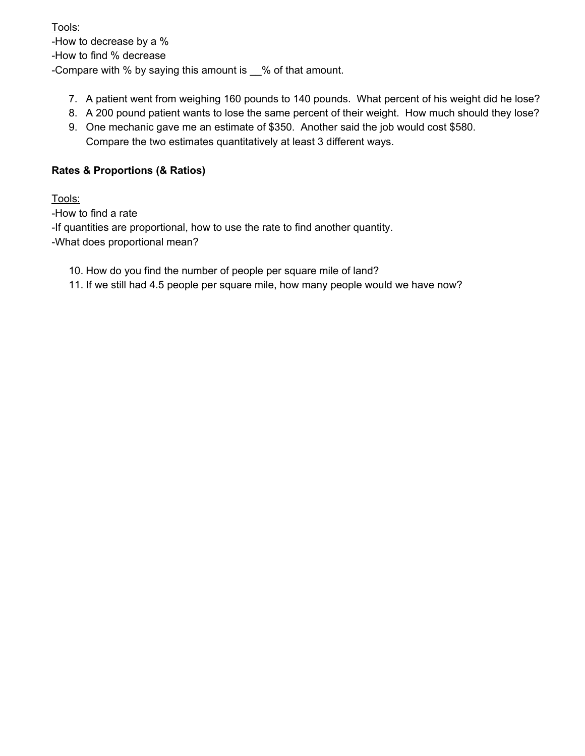<u>Tools:</u>

-How to decrease by a %

-How to find % decrease

-Compare with % by saying this amount is __% of that amount.

7. A patient went from weighing 160 pounds to 140 pounds. What percent of his weight did he lose?
8. A 200 pound patient wants to lose the same percent of their weight. How much should they lose?
9. One mechanic gave me an estimate of $350. Another said the job would cost $580.
   Compare the two estimates quantitatively at least 3 different ways.

**Rates & Proportions (& Ratios)**

<u>Tools:</u>

-How to find a rate

-If quantities are proportional, how to use the rate to find another quantity.

-What does proportional mean?

10. How do you find the number of people per square mile of land?
11. If we still had 4.5 people per square mile, how many people would we have now?